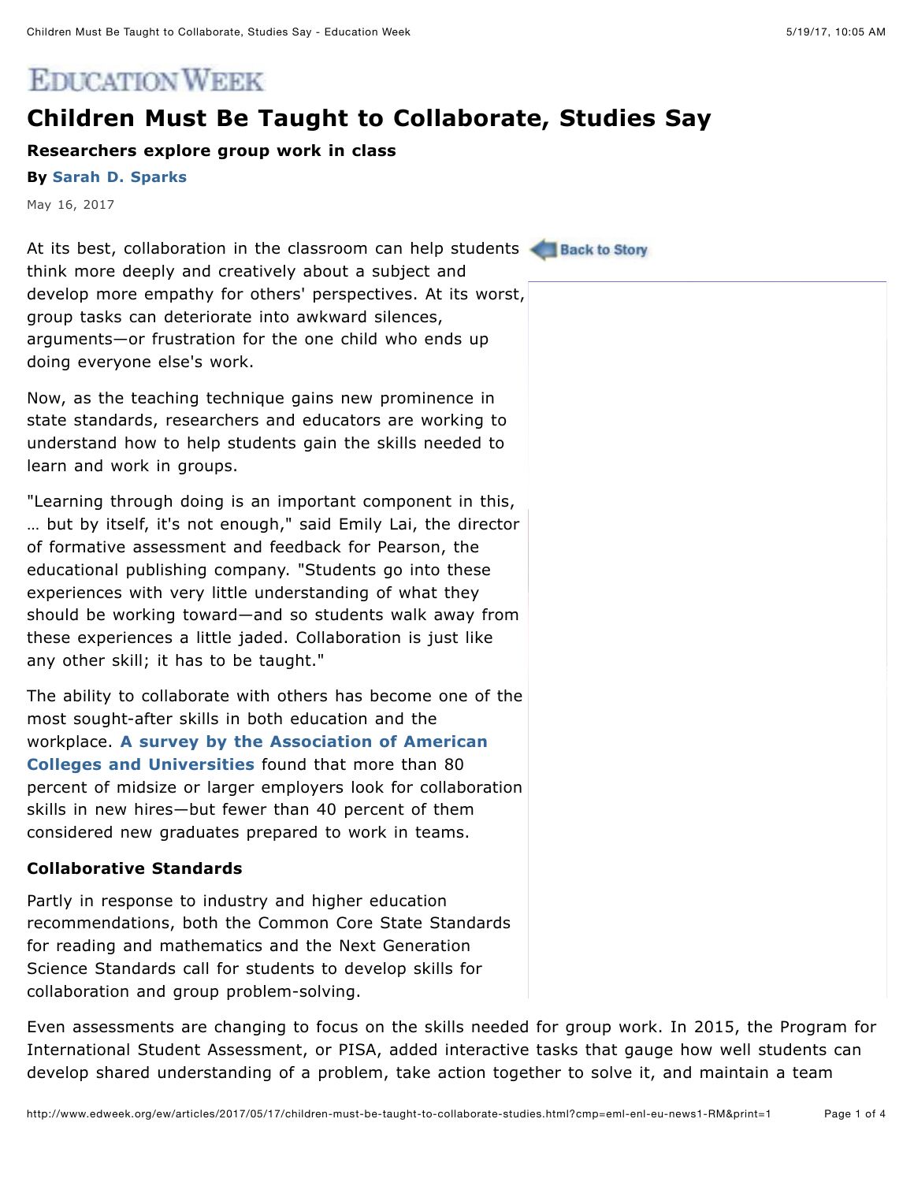EDUCATION WEEK

# Children Must Be Taught to Collaborate, Studies Say

**Researchers explore group work in class**

**By Sarah D. Sparks**

May 16, 2017

At its best, collaboration in the classroom can help students think more deeply and creatively about a subject and develop more empathy for others' perspectives. At its worst, group tasks can deteriorate into awkward silences, arguments—or frustration for the one child who ends up doing everyone else's work.

Now, as the teaching technique gains new prominence in state standards, researchers and educators are working to understand how to help students gain the skills needed to learn and work in groups.

"Learning through doing is an important component in this, … but by itself, it's not enough," said Emily Lai, the director of formative assessment and feedback for Pearson, the educational publishing company. "Students go into these experiences with very little understanding of what they should be working toward—and so students walk away from these experiences a little jaded. Collaboration is just like any other skill; it has to be taught."

The ability to collaborate with others has become one of the most sought-after skills in both education and the workplace. **A survey by the Association of American Colleges and Universities** found that more than 80 percent of midsize or larger employers look for collaboration skills in new hires—but fewer than 40 percent of them considered new graduates prepared to work in teams.

### Collaborative Standards

Partly in response to industry and higher education recommendations, both the Common Core State Standards for reading and mathematics and the Next Generation Science Standards call for students to develop skills for collaboration and group problem-solving.

Even assessments are changing to focus on the skills needed for group work. In 2015, the Program for International Student Assessment, or PISA, added interactive tasks that gauge how well students can develop shared understanding of a problem, take action together to solve it, and maintain a team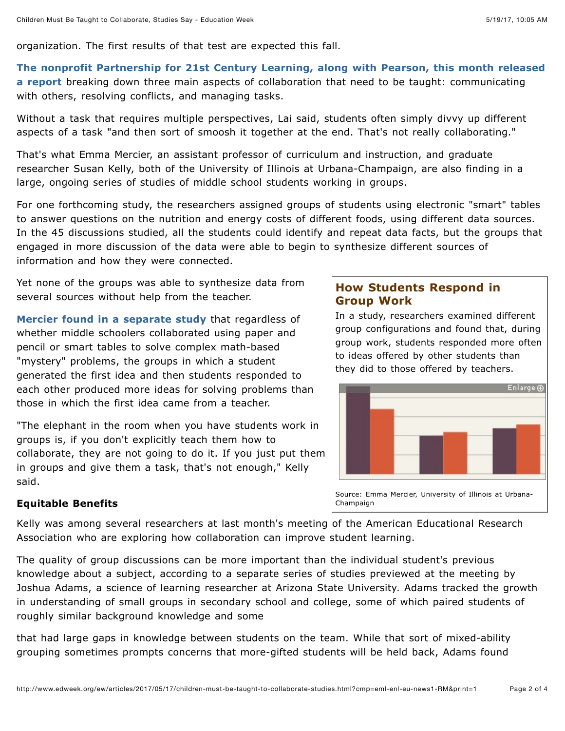organization. The first results of that test are expected this fall.

**The nonprofit Partnership for 21st Century Learning, along with Pearson, this month released a report** breaking down three main aspects of collaboration that need to be taught: communicating with others, resolving conflicts, and managing tasks.

Without a task that requires multiple perspectives, Lai said, students often simply divvy up different aspects of a task "and then sort of smoosh it together at the end. That's not really collaborating."

That's what Emma Mercier, an assistant professor of curriculum and instruction, and graduate researcher Susan Kelly, both of the University of Illinois at Urbana-Champaign, are also finding in a large, ongoing series of studies of middle school students working in groups.

For one forthcoming study, the researchers assigned groups of students using electronic "smart" tables to answer questions on the nutrition and energy costs of different foods, using different data sources. In the 45 discussions studied, all the students could identify and repeat data facts, but the groups that engaged in more discussion of the data were able to begin to synthesize different sources of information and how they were connected.

Yet none of the groups was able to synthesize data from several sources without help from the teacher.

**Mercier found in a separate study** that regardless of whether middle schoolers collaborated using paper and pencil or smart tables to solve complex math-based "mystery" problems, the groups in which a student generated the first idea and then students responded to each other produced more ideas for solving problems than those in which the first idea came from a teacher.

"The elephant in the room when you have students work in groups is, if you don't explicitly teach them how to collaborate, they are not going to do it. If you just put them in groups and give them a task, that's not enough," Kelly said.

### How Students Respond in Group Work

In a study, researchers examined different group configurations and found that, during group work, students responded more often to ideas offered by other students than they did to those offered by teachers.

Source: Emma Mercier, University of Illinois at Urbana-Champaign

**Equitable Benefits**

Kelly was among several researchers at last month's meeting of the American Educational Research Association who are exploring how collaboration can improve student learning.

The quality of group discussions can be more important than the individual student's previous knowledge about a subject, according to a separate series of studies previewed at the meeting by Joshua Adams, a science of learning researcher at Arizona State University. Adams tracked the growth in understanding of small groups in secondary school and college, some of which paired students of roughly similar background knowledge and some that had large gaps in knowledge between students on the team. While that sort of mixed-ability grouping sometimes prompts concerns that more-gifted students will be held back, Adams found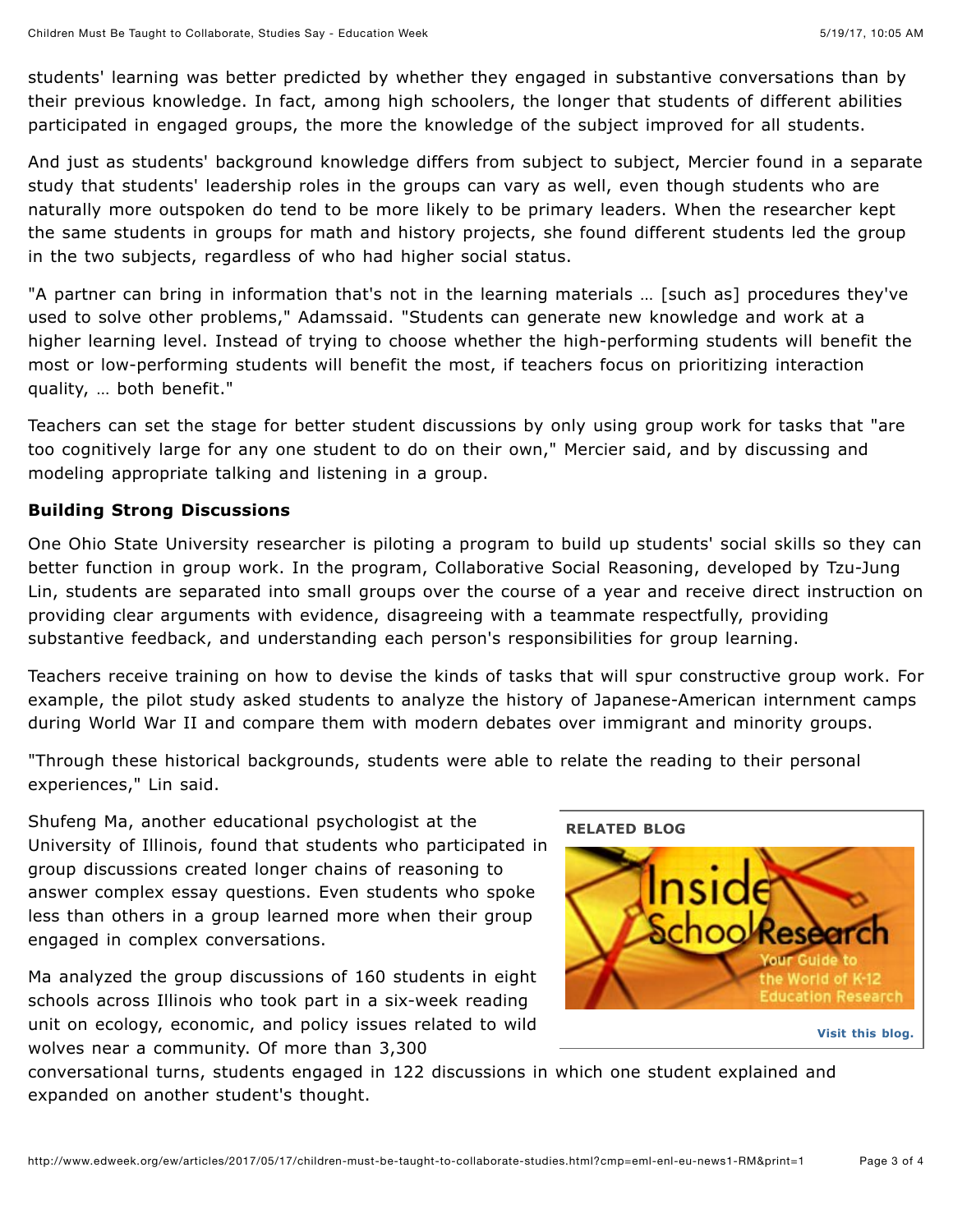students' learning was better predicted by whether they engaged in substantive conversations than by their previous knowledge. In fact, among high schoolers, the longer that students of different abilities participated in engaged groups, the more the knowledge of the subject improved for all students.

And just as students' background knowledge differs from subject to subject, Mercier found in a separate study that students' leadership roles in the groups can vary as well, even though students who are naturally more outspoken do tend to be more likely to be primary leaders. When the researcher kept the same students in groups for math and history projects, she found different students led the group in the two subjects, regardless of who had higher social status.

"A partner can bring in information that's not in the learning materials … [such as] procedures they've used to solve other problems," Adamssaid. "Students can generate new knowledge and work at a higher learning level. Instead of trying to choose whether the high-performing students will benefit the most or low-performing students will benefit the most, if teachers focus on prioritizing interaction quality, … both benefit."

Teachers can set the stage for better student discussions by only using group work for tasks that "are too cognitively large for any one student to do on their own," Mercier said, and by discussing and modeling appropriate talking and listening in a group.

**Building Strong Discussions**

One Ohio State University researcher is piloting a program to build up students' social skills so they can better function in group work. In the program, Collaborative Social Reasoning, developed by Tzu-Jung Lin, students are separated into small groups over the course of a year and receive direct instruction on providing clear arguments with evidence, disagreeing with a teammate respectfully, providing substantive feedback, and understanding each person's responsibilities for group learning.

Teachers receive training on how to devise the kinds of tasks that will spur constructive group work. For example, the pilot study asked students to analyze the history of Japanese-American internment camps during World War II and compare them with modern debates over immigrant and minority groups.

"Through these historical backgrounds, students were able to relate the reading to their personal experiences," Lin said.

Shufeng Ma, another educational psychologist at the University of Illinois, found that students who participated in group discussions created longer chains of reasoning to answer complex essay questions. Even students who spoke less than others in a group learned more when their group engaged in complex conversations.

Ma analyzed the group discussions of 160 students in eight schools across Illinois who took part in a six-week reading unit on ecology, economic, and policy issues related to wild wolves near a community. Of more than 3,300 conversational turns, students engaged in 122 discussions in which one student explained and expanded on another student's thought.

**RELATED BLOG**

Inside School Research — Your Guide to the World of K-12 Education Research

Visit this blog.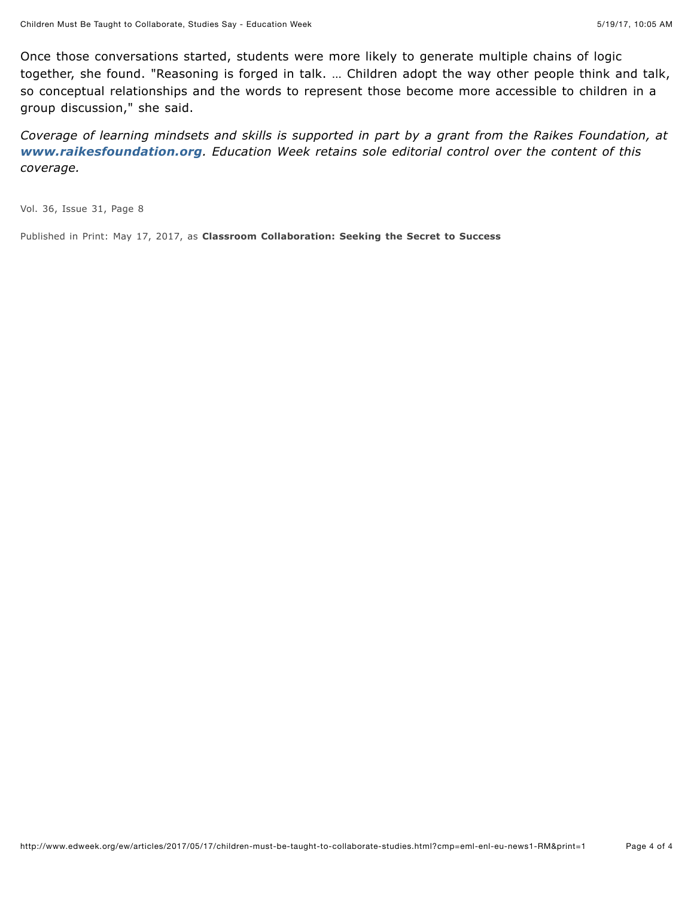Once those conversations started, students were more likely to generate multiple chains of logic together, she found. "Reasoning is forged in talk. … Children adopt the way other people think and talk, so conceptual relationships and the words to represent those become more accessible to children in a group discussion," she said.

*Coverage of learning mindsets and skills is supported in part by a grant from the Raikes Foundation, at **www.raikesfoundation.org**. Education Week retains sole editorial control over the content of this coverage.*

Vol. 36, Issue 31, Page 8

Published in Print: May 17, 2017, as **Classroom Collaboration: Seeking the Secret to Success**